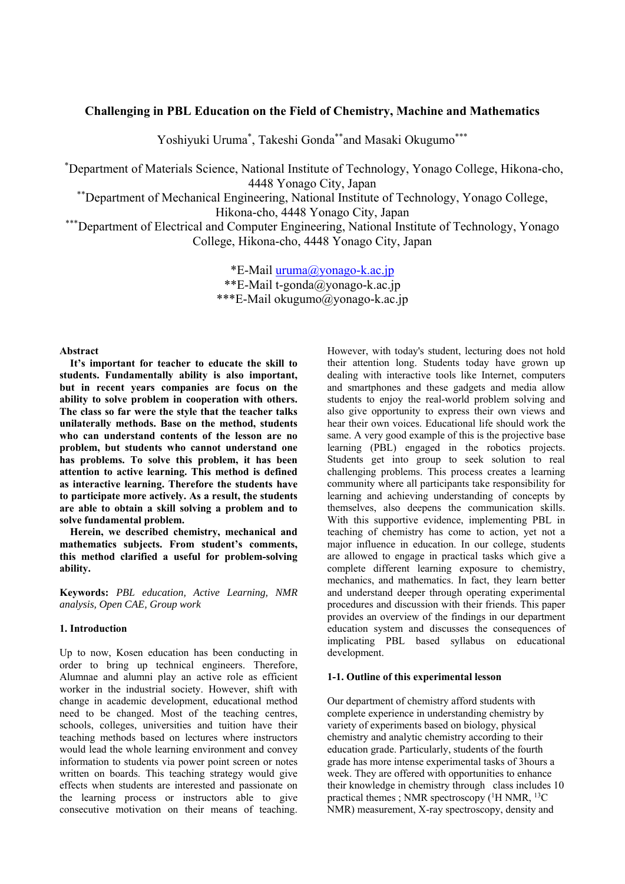# Challenging in PBL Education on the Field of Chemistry, Machine and Mathematics

Yoshiyuki Uruma[*], Takeshi Gonda[**] and Masaki Okugumo[***]

[*]Department of Materials Science, National Institute of Technology, Yonago College, Hikona-cho, 4448 Yonago City, Japan

[**]Department of Mechanical Engineering, National Institute of Technology, Yonago College, Hikona-cho, 4448 Yonago City, Japan

[***]Department of Electrical and Computer Engineering, National Institute of Technology, Yonago College, Hikona-cho, 4448 Yonago City, Japan

*E-Mail uruma@yonago-k.ac.jp
**E-Mail t-gonda@yonago-k.ac.jp
***E-Mail okugumo@yonago-k.ac.jp

## Abstract

**It's important for teacher to educate the skill to students. Fundamentally ability is also important, but in recent years companies are focus on the ability to solve problem in cooperation with others. The class so far were the style that the teacher talks unilaterally methods. Base on the method, students who can understand contents of the lesson are no problem, but students who cannot understand one has problems. To solve this problem, it has been attention to active learning. This method is defined as interactive learning. Therefore the students have to participate more actively. As a result, the students are able to obtain a skill solving a problem and to solve fundamental problem.**

**Herein, we described chemistry, mechanical and mathematics subjects. From student's comments, this method clarified a useful for problem-solving ability.**

**Keywords:** *PBL education, Active Learning, NMR analysis, Open CAE, Group work*

## 1. Introduction

Up to now, Kosen education has been conducting in order to bring up technical engineers. Alumnae and alumni play an active role as efficient worker in the industrial society. However, shift with change in academic development, educational method need to be changed. Most of the teaching centres, schools, colleges, universities and tuition have their teaching methods based on lectures where instructors would lead the whole learning environment and convey information to students via power point screen or notes written on boards. This teaching strategy would give effects when students are interested and passionate on the learning process or instructors able to give consecutive motivation on their means of teaching. However, with today's student, lecturing does not hold their attention long. Students today have grown up dealing with interactive tools like Internet, computers and smartphones and these gadgets and media allow students to enjoy the real-world problem solving and also give opportunity to express their own views and hear their own voices. Educational life should work the same. A very good example of this is the projective base learning (PBL) engaged in the robotics projects. Students get into group to seek solution to real challenging problems. This process creates a learning community where all participants take responsibility for learning and achieving understanding of concepts by themselves, also deepens the communication skills. With this supportive evidence, implementing PBL in teaching of chemistry has come to action, yet not a major influence in education. In our college, students are allowed to engage in practical tasks which give a complete different learning exposure to chemistry, mechanics, and mathematics. In fact, they learn better and understand deeper through operating experimental procedures and discussion with their friends. This paper provides an overview of the findings in our department education system and discusses the consequences of implicating PBL based syllabus on educational development.

### 1-1. Outline of this experimental lesson

Our department of chemistry afford students with complete experience in understanding chemistry by variety of experiments based on biology, physical chemistry and analytic chemistry according to their education grade. Particularly, students of the fourth grade has more intense experimental tasks of 3hours a week. They are offered with opportunities to enhance their knowledge in chemistry through class includes 10 practical themes ; NMR spectroscopy ($^{1}H$ NMR, $^{13}C$ NMR) measurement, X-ray spectroscopy, density and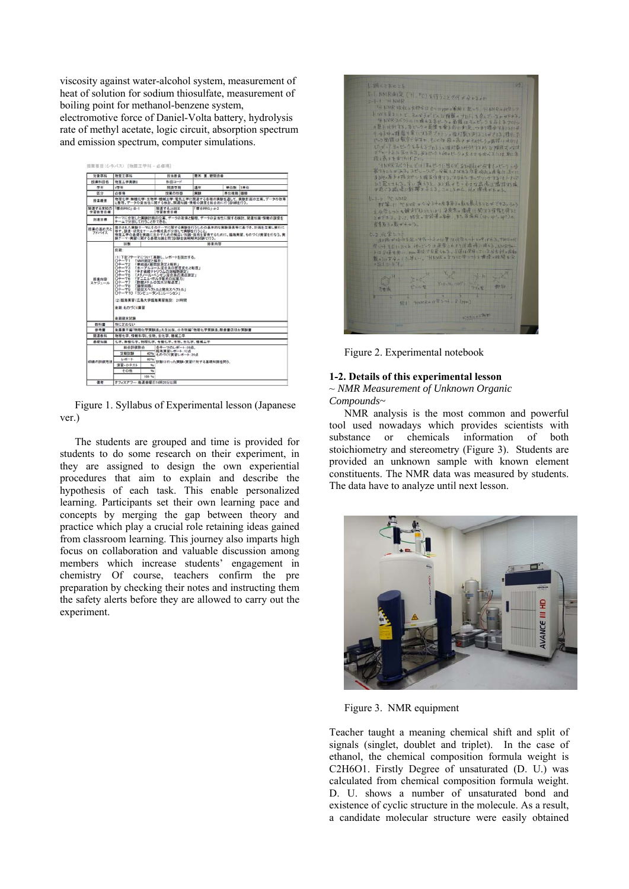viscosity against water-alcohol system, measurement of heat of solution for sodium thiosulfate, measurement of boiling point for methanol-benzene system, electromotive force of Daniel-Volta battery, hydrolysis rate of methyl acetate, logic circuit, absorption spectrum and emission spectrum, computer simulations.

Figure 1. Syllabus of Experimental lesson (Japanese ver.)

The students are grouped and time is provided for students to do some research on their experiment, in they are assigned to design the own experiential procedures that aim to explain and describe the hypothesis of each task. This enable personalized learning. Participants set their own learning pace and concepts by merging the gap between theory and practice which play a crucial role retaining ideas gained from classroom learning. This journey also imparts high focus on collaboration and valuable discussion among members which increase students' engagement in chemistry Of course, teachers confirm the pre preparation by checking their notes and instructing them the safety alerts before they are allowed to carry out the experiment.

Figure 2. Experimental notebook

## 1-2. Details of this experimental lesson

*~ NMR Measurement of Unknown Organic Compounds~*

NMR analysis is the most common and powerful tool used nowadays which provides scientists with substance or chemicals information of both stoichiometry and stereometry (Figure 3). Students are provided an unknown sample with known element constituents. The NMR data was measured by students. The data have to analyze until next lesson.

Figure 3. NMR equipment

Teacher taught a meaning chemical shift and split of signals (singlet, doublet and triplet). In the case of ethanol, the chemical composition formula weight is $C_2H_6O_1$. Firstly Degree of unsaturated (D. U.) was calculated from chemical composition formula weight. D. U. shows a number of unsaturated bond and existence of cyclic structure in the molecule. As a result, a candidate molecular structure were easily obtained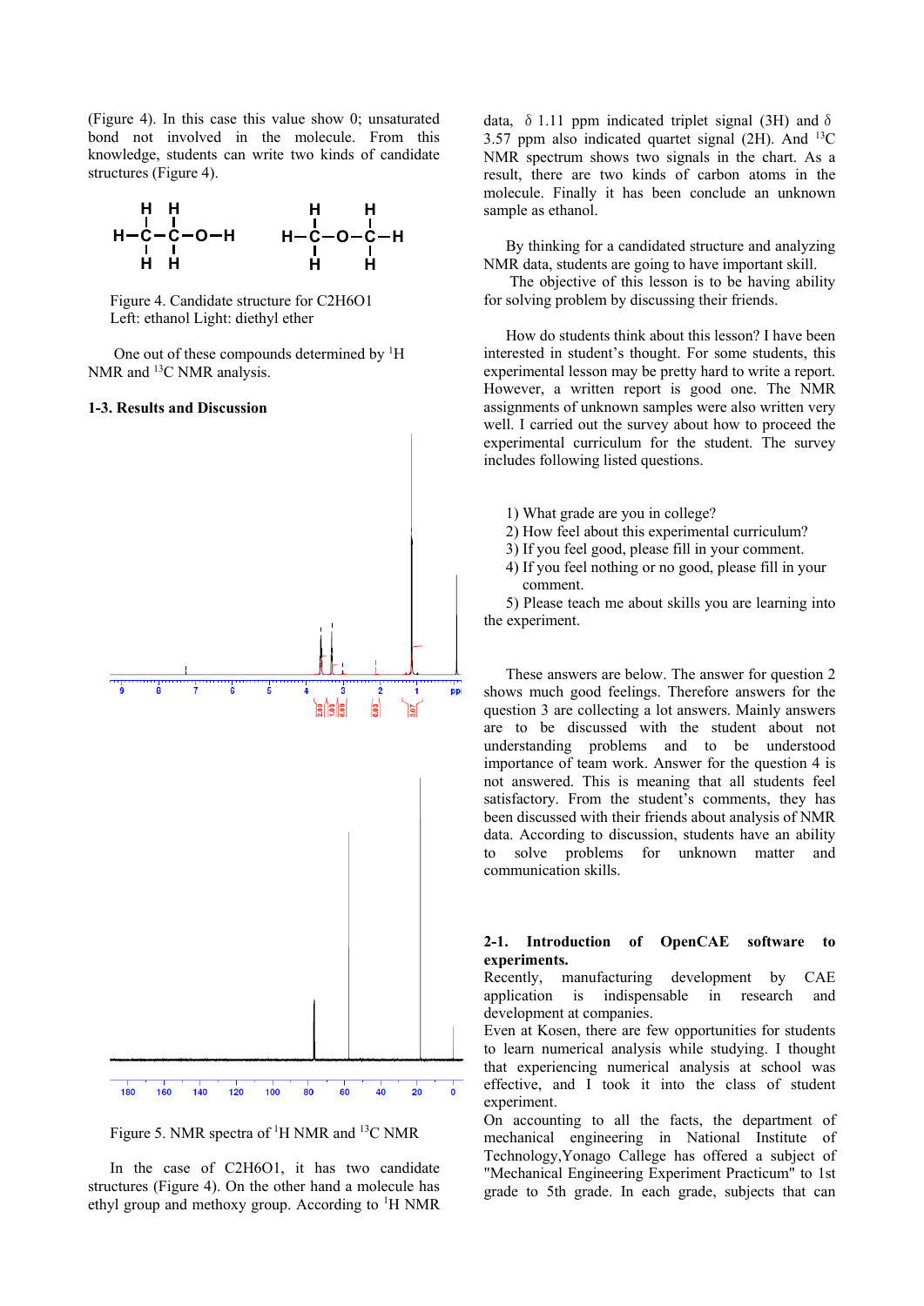(Figure 4). In this case this value show 0; unsaturated bond not involved in the molecule. From this knowledge, students can write two kinds of candidate structures (Figure 4).

Figure 4. Candidate structure for C2H6O1
Left: ethanol Light: diethyl ether

One out of these compounds determined by $^{1}H$ NMR and $^{13}C$ NMR analysis.

### 1-3. Results and Discussion

Figure 5. NMR spectra of $^{1}H$ NMR and $^{13}C$ NMR

In the case of C2H6O1, it has two candidate structures (Figure 4). On the other hand a molecule has ethyl group and methoxy group. According to $^{1}H$ NMR data, δ 1.11 ppm indicated triplet signal (3H) and δ 3.57 ppm also indicated quartet signal (2H). And $^{13}C$ NMR spectrum shows two signals in the chart. As a result, there are two kinds of carbon atoms in the molecule. Finally it has been conclude an unknown sample as ethanol.

By thinking for a candidated structure and analyzing NMR data, students are going to have important skill.
The objective of this lesson is to be having ability for solving problem by discussing their friends.

How do students think about this lesson? I have been interested in student's thought. For some students, this experimental lesson may be pretty hard to write a report. However, a written report is good one. The NMR assignments of unknown samples were also written very well. I carried out the survey about how to proceed the experimental curriculum for the student. The survey includes following listed questions.

1) What grade are you in college?
2) How feel about this experimental curriculum?
3) If you feel good, please fill in your comment.
4) If you feel nothing or no good, please fill in your comment.
5) Please teach me about skills you are learning into the experiment.

These answers are below. The answer for question 2 shows much good feelings. Therefore answers for the question 3 are collecting a lot answers. Mainly answers are to be discussed with the student about not understanding problems and to be understood importance of team work. Answer for the question 4 is not answered. This is meaning that all students feel satisfactory. From the student's comments, they has been discussed with their friends about analysis of NMR data. According to discussion, students have an ability to solve problems for unknown matter and communication skills.

### 2-1. Introduction of OpenCAE software to experiments.

Recently, manufacturing development by CAE application is indispensable in research and development at companies.
Even at Kosen, there are few opportunities for students to learn numerical analysis while studying. I thought that experiencing numerical analysis at school was effective, and I took it into the class of student experiment.
On accounting to all the facts, the department of mechanical engineering in National Institute of Technology,Yonago College has offered a subject of "Mechanical Engineering Experiment Practicum" to 1st grade to 5th grade. In each grade, subjects that can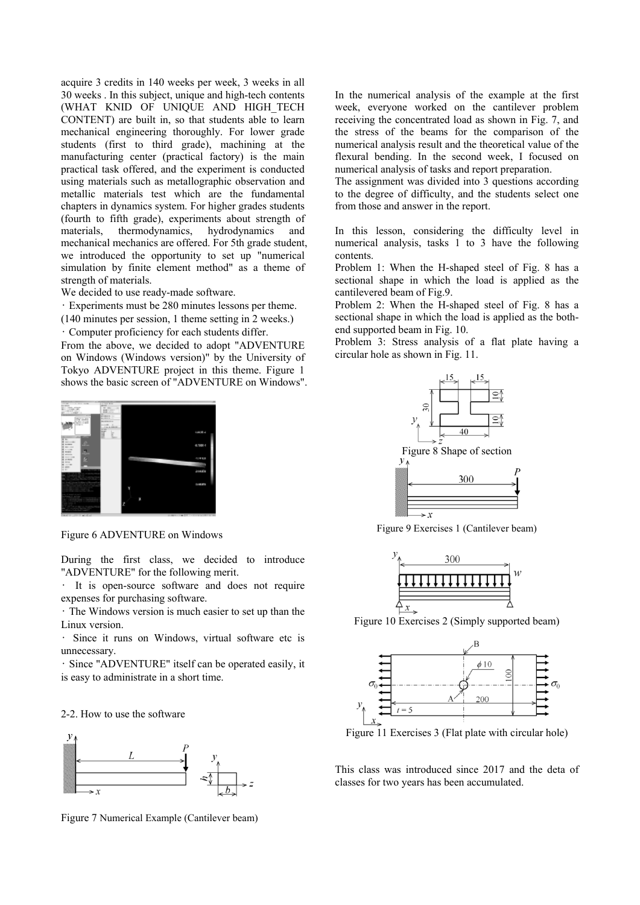acquire 3 credits in 140 weeks per week, 3 weeks in all 30 weeks . In this subject, unique and high-tech contents (WHAT KNID OF UNIQUE AND HIGH_TECH CONTENT) are built in, so that students able to learn mechanical engineering thoroughly. For lower grade students (first to third grade), machining at the manufacturing center (practical factory) is the main practical task offered, and the experiment is conducted using materials such as metallographic observation and metallic materials test which are the fundamental chapters in dynamics system. For higher grades students (fourth to fifth grade), experiments about strength of materials, thermodynamics, hydrodynamics and mechanical mechanics are offered. For 5th grade student, we introduced the opportunity to set up "numerical simulation by finite element method" as a theme of strength of materials.

We decided to use ready-made software.

・Experiments must be 280 minutes lessons per theme. (140 minutes per session, 1 theme setting in 2 weeks.)

・Computer proficiency for each students differ.

From the above, we decided to adopt "ADVENTURE on Windows (Windows version)" by the University of Tokyo ADVENTURE project in this theme. Figure 1 shows the basic screen of "ADVENTURE on Windows".

Figure 6 ADVENTURE on Windows

During the first class, we decided to introduce "ADVENTURE" for the following merit.

・ It is open-source software and does not require expenses for purchasing software.

・The Windows version is much easier to set up than the Linux version.

・ Since it runs on Windows, virtual software etc is unnecessary.

・Since "ADVENTURE" itself can be operated easily, it is easy to administrate in a short time.

2-2. How to use the software

Figure 7 Numerical Example (Cantilever beam)

In the numerical analysis of the example at the first week, everyone worked on the cantilever problem receiving the concentrated load as shown in Fig. 7, and the stress of the beams for the comparison of the numerical analysis result and the theoretical value of the flexural bending. In the second week, I focused on numerical analysis of tasks and report preparation.

The assignment was divided into 3 questions according to the degree of difficulty, and the students select one from those and answer in the report.

In this lesson, considering the difficulty level in numerical analysis, tasks 1 to 3 have the following contents.

Problem 1: When the H-shaped steel of Fig. 8 has a sectional shape in which the load is applied as the cantilevered beam of Fig.9.

Problem 2: When the H-shaped steel of Fig. 8 has a sectional shape in which the load is applied as the both-end supported beam in Fig. 10.

Problem 3: Stress analysis of a flat plate having a circular hole as shown in Fig. 11.

Figure 8 Shape of section

Figure 9 Exercises 1 (Cantilever beam)

Figure 10 Exercises 2 (Simply supported beam)

Figure 11 Exercises 3 (Flat plate with circular hole)

This class was introduced since 2017 and the deta of classes for two years has been accumulated.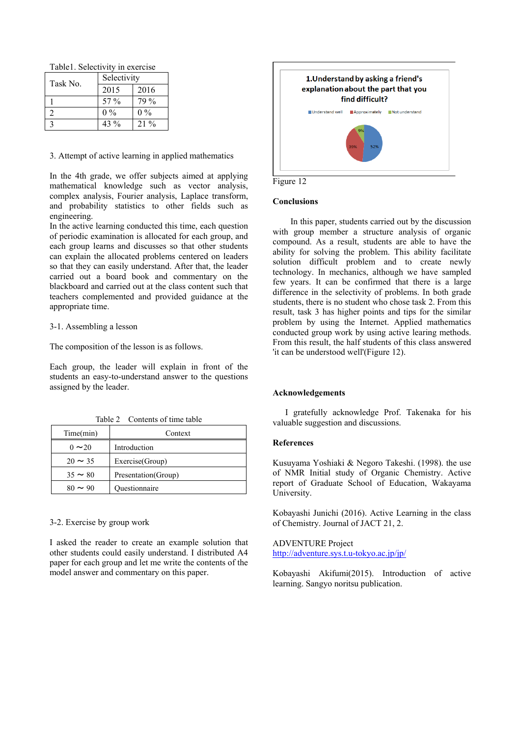Table1. Selectivity in exercise

| Task No. | Selectivity | |
|---|---|---|
| | 2015 | 2016 |
| 1 | 57 % | 79 % |
| 2 | 0 % | 0 % |
| 3 | 43 % | 21 % |

## 3. Attempt of active learning in applied mathematics

In the 4th grade, we offer subjects aimed at applying mathematical knowledge such as vector analysis, complex analysis, Fourier analysis, Laplace transform, and probability statistics to other fields such as engineering.
In the active learning conducted this time, each question of periodic examination is allocated for each group, and each group learns and discusses so that other students can explain the allocated problems centered on leaders so that they can easily understand. After that, the leader carried out a board book and commentary on the blackboard and carried out at the class content such that teachers complemented and provided guidance at the appropriate time.

### 3-1. Assembling a lesson

The composition of the lesson is as follows.

Each group, the leader will explain in front of the students an easy-to-understand answer to the questions assigned by the leader.

Table 2 Contents of time table

| Time(min) | Context |
|---|---|
| 0 ～20 | Introduction |
| 20 ～ 35 | Exercise(Group) |
| 35 ～ 80 | Presentation(Group) |
| 80 ～ 90 | Questionnaire |

### 3-2. Exercise by group work

I asked the reader to create an example solution that other students could easily understand. I distributed A4 paper for each group and let me write the contents of the model answer and commentary on this paper.

1.Understand by asking a friend's explanation about the part that you find difficult?

Understand well
Approximately
Not understand

9%
39%
52%

Figure 12

## Conclusions

In this paper, students carried out by the discussion with group member a structure analysis of organic compound. As a result, students are able to have the ability for solving the problem. This ability facilitate solution difficult problem and to create newly technology. In mechanics, although we have sampled few years. It can be confirmed that there is a large difference in the selectivity of problems. In both grade students, there is no student who chose task 2. From this result, task 3 has higher points and tips for the similar problem by using the Internet. Applied mathematics conducted group work by using active learing methods. From this result, the half students of this class answered 'it can be understood well'(Figure 12).

## Acknowledgements

I gratefully acknowledge Prof. Takenaka for his valuable suggestion and discussions.

## References

Kusuyama Yoshiaki & Negoro Takeshi. (1998). the use of NMR Initial study of Organic Chemistry. Active report of Graduate School of Education, Wakayama University.

Kobayashi Junichi (2016). Active Learning in the class of Chemistry. Journal of JACT 21, 2.

ADVENTURE Project
http://adventure.sys.t.u-tokyo.ac.jp/jp/

Kobayashi Akifumi(2015). Introduction of active learning. Sangyo noritsu publication.